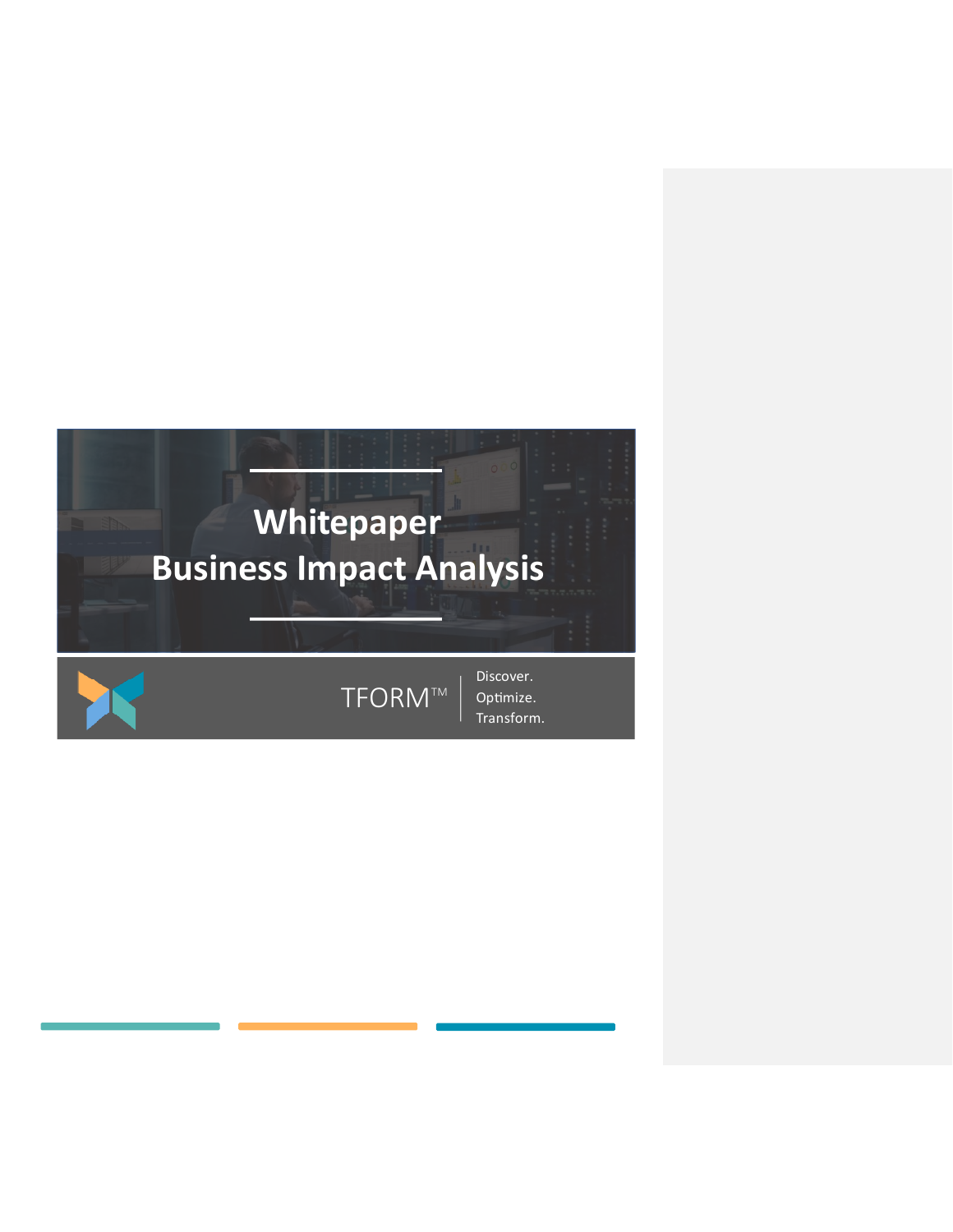# Whitepaper
# Business Impact Analysis

TFORM™ | Discover. Optimize. Transform.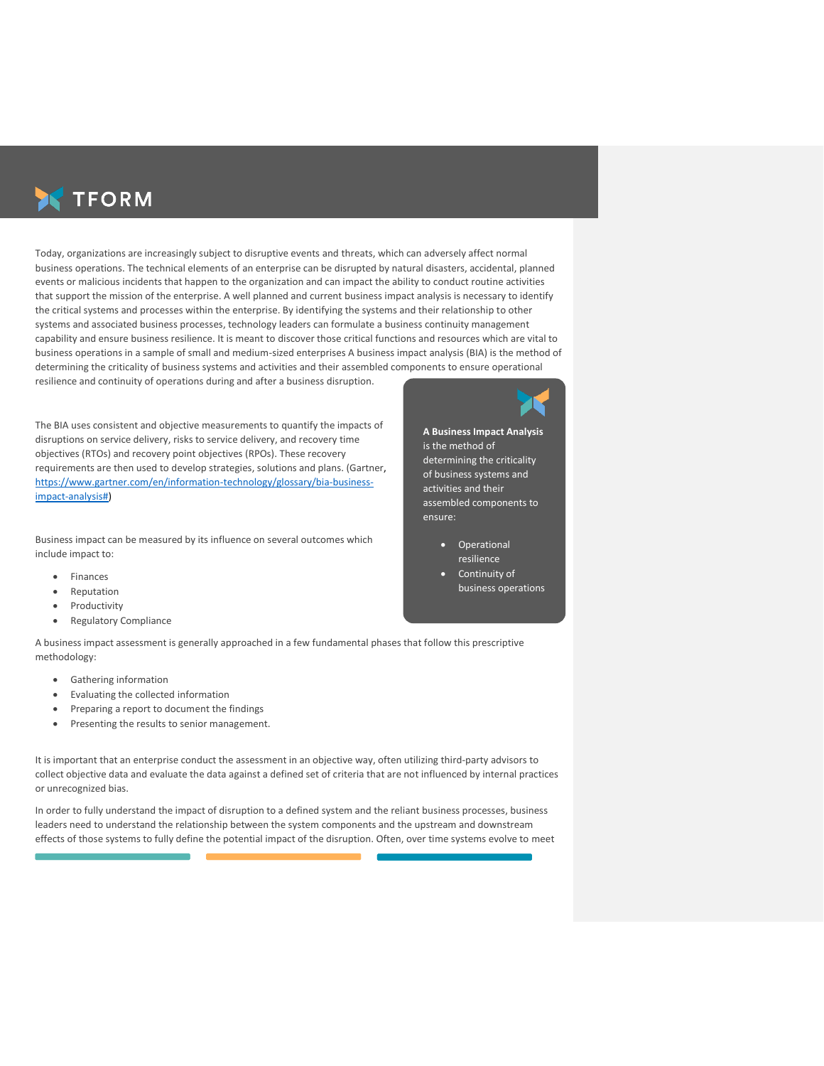Today, organizations are increasingly subject to disruptive events and threats, which can adversely affect normal business operations. The technical elements of an enterprise can be disrupted by natural disasters, accidental, planned events or malicious incidents that happen to the organization and can impact the ability to conduct routine activities that support the mission of the enterprise. A well planned and current business impact analysis is necessary to identify the critical systems and processes within the enterprise. By identifying the systems and their relationship to other systems and associated business processes, technology leaders can formulate a business continuity management capability and ensure business resilience. It is meant to discover those critical functions and resources which are vital to business operations in a sample of small and medium-sized enterprises A business impact analysis (BIA) is the method of determining the criticality of business systems and activities and their assembled components to ensure operational resilience and continuity of operations during and after a business disruption.

The BIA uses consistent and objective measurements to quantify the impacts of disruptions on service delivery, risks to service delivery, and recovery time objectives (RTOs) and recovery point objectives (RPOs). These recovery requirements are then used to develop strategies, solutions and plans. (Gartner, https://www.gartner.com/en/information-technology/glossary/bia-business-impact-analysis#)

Business impact can be measured by its influence on several outcomes which include impact to:

- Finances
- Reputation
- Productivity
- Regulatory Compliance

> **A Business Impact Analysis** is the method of determining the criticality of business systems and activities and their assembled components to ensure:
>
> - Operational resilience
> - Continuity of business operations

A business impact assessment is generally approached in a few fundamental phases that follow this prescriptive methodology:

- Gathering information
- Evaluating the collected information
- Preparing a report to document the findings
- Presenting the results to senior management.

It is important that an enterprise conduct the assessment in an objective way, often utilizing third-party advisors to collect objective data and evaluate the data against a defined set of criteria that are not influenced by internal practices or unrecognized bias.

In order to fully understand the impact of disruption to a defined system and the reliant business processes, business leaders need to understand the relationship between the system components and the upstream and downstream effects of those systems to fully define the potential impact of the disruption. Often, over time systems evolve to meet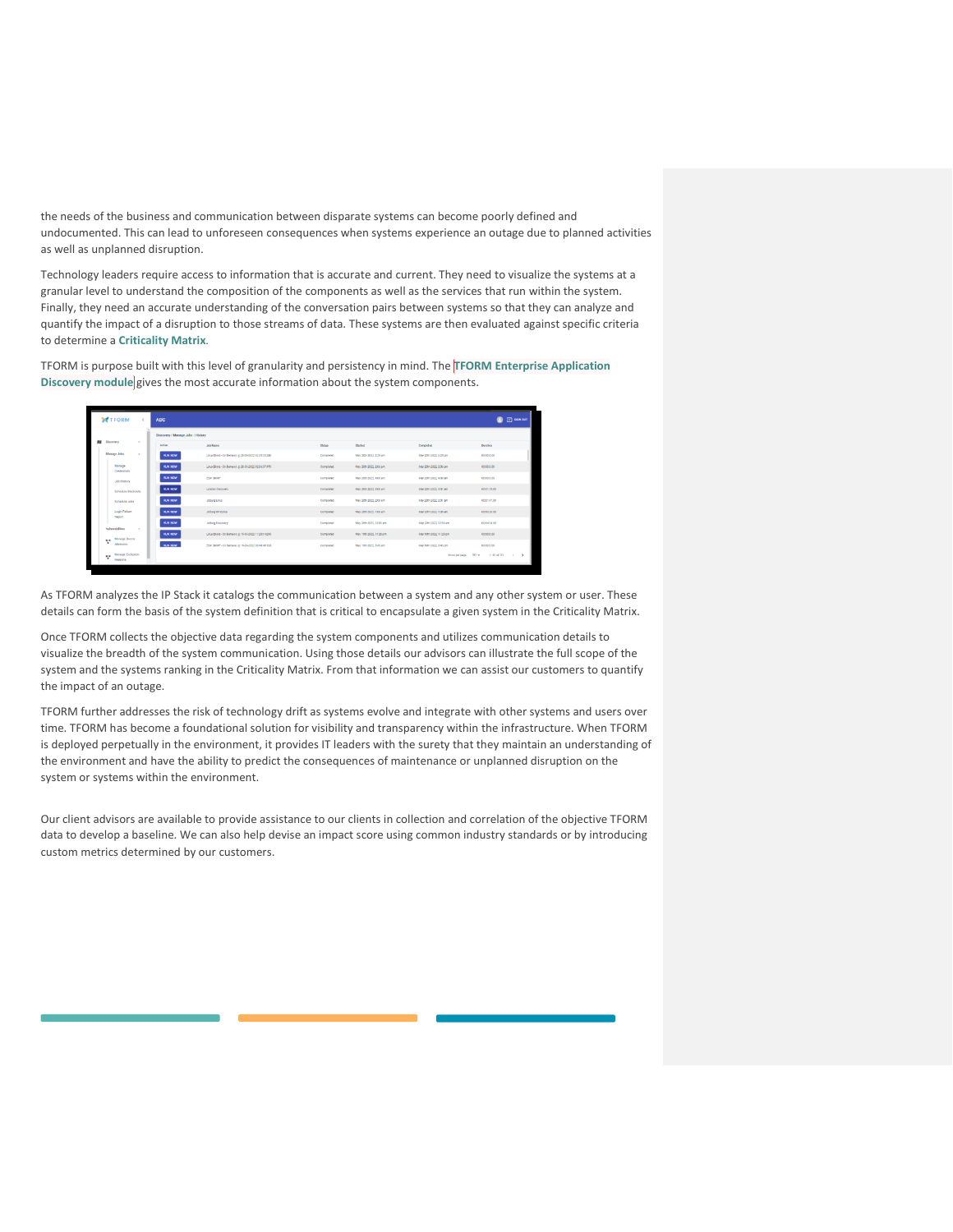the needs of the business and communication between disparate systems can become poorly defined and undocumented. This can lead to unforeseen consequences when systems experience an outage due to planned activities as well as unplanned disruption.

Technology leaders require access to information that is accurate and current. They need to visualize the systems at a granular level to understand the composition of the components as well as the services that run within the system. Finally, they need an accurate understanding of the conversation pairs between systems so that they can analyze and quantify the impact of a disruption to those streams of data. These systems are then evaluated against specific criteria to determine a **Criticality Matrix**.

TFORM is purpose built with this level of granularity and persistency in mind. The **TFORM Enterprise Application Discovery module** gives the most accurate information about the system components.

As TFORM analyzes the IP Stack it catalogs the communication between a system and any other system or user. These details can form the basis of the system definition that is critical to encapsulate a given system in the Criticality Matrix.

Once TFORM collects the objective data regarding the system components and utilizes communication details to visualize the breadth of the system communication. Using those details our advisors can illustrate the full scope of the system and the systems ranking in the Criticality Matrix. From that information we can assist our customers to quantify the impact of an outage.

TFORM further addresses the risk of technology drift as systems evolve and integrate with other systems and users over time. TFORM has become a foundational solution for visibility and transparency within the infrastructure. When TFORM is deployed perpetually in the environment, it provides IT leaders with the surety that they maintain an understanding of the environment and have the ability to predict the consequences of maintenance or unplanned disruption on the system or systems within the environment.

Our client advisors are available to provide assistance to our clients in collection and correlation of the objective TFORM data to develop a baseline. We can also help devise an impact score using common industry standards or by introducing custom metrics determined by our customers.